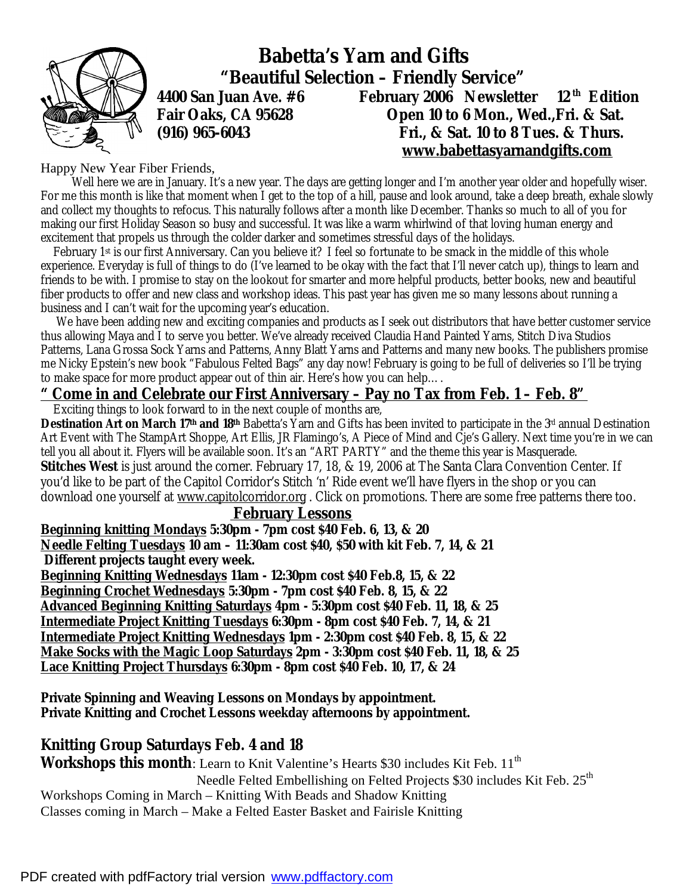# Babetta's Yarn and Gifts

## "Beautiful Selection – Friendly Service"

**4400 San Juan Ave. #6**
**Fair Oaks, CA 95628**
**(916) 965-6043**

**February 2006 Newsletter 12th Edition**
**Open 10 to 6 Mon., Wed.,Fri. & Sat.**
**Fri., & Sat. 10 to 8 Tues. & Thurs.**
**www.babettasyarnandgifts.com**

Happy New Year Fiber Friends,

Well here we are in January. It's a new year. The days are getting longer and I'm another year older and hopefully wiser. For me this month is like that moment when I get to the top of a hill, pause and look around, take a deep breath, exhale slowly and collect my thoughts to refocus. This naturally follows after a month like December. Thanks so much to all of you for making our first Holiday Season so busy and successful. It was like a warm whirlwind of that loving human energy and excitement that propels us through the colder darker and sometimes stressful days of the holidays.

February 1st is our first Anniversary. Can you believe it? I feel so fortunate to be smack in the middle of this whole experience. Everyday is full of things to do (I've learned to be okay with the fact that I'll never catch up), things to learn and friends to be with. I promise to stay on the lookout for smarter and more helpful products, better books, new and beautiful fiber products to offer and new class and workshop ideas. This past year has given me so many lessons about running a business and I can't wait for the upcoming year's education.

We have been adding new and exciting companies and products as I seek out distributors that have better customer service thus allowing Maya and I to serve you better. We've already received Claudia Hand Painted Yarns, Stitch Diva Studios Patterns, Lana Grossa Sock Yarns and Patterns, Anny Blatt Yarns and Patterns and many new books. The publishers promise me Nicky Epstein's new book "Fabulous Felted Bags" any day now! February is going to be full of deliveries so I'll be trying to make space for more product appear out of thin air. Here's how you can help… .

## "Come in and Celebrate our First Anniversary – Pay no Tax from Feb. 1 – Feb. 8"

Exciting things to look forward to in the next couple of months are,

**Destination Art on March 17th and 18th** Babetta's Yarn and Gifts has been invited to participate in the 3rd annual Destination Art Event with The StampArt Shoppe, Art Ellis, JR Flamingo's, A Piece of Mind and Cje's Gallery. Next time you're in we can tell you all about it. Flyers will be available soon. It's an "ART PARTY" and the theme this year is Masquerade.

**Stitches West** is just around the corner. February 17, 18, & 19, 2006 at The Santa Clara Convention Center. If you'd like to be part of the Capitol Corridor's Stitch 'n' Ride event we'll have flyers in the shop or you can download one yourself at www.capitolcorridor.org . Click on promotions. There are some free patterns there too.

## February Lessons

**Beginning knitting Mondays 5:30pm - 7pm cost $40 Feb. 6, 13, & 20**
**Needle Felting Tuesdays 10 am – 11:30am cost $40, $50 with kit Feb. 7, 14, & 21**
**Different projects taught every week.**
**Beginning Knitting Wednesdays 11am - 12:30pm cost $40 Feb.8, 15, & 22**
**Beginning Crochet Wednesdays 5:30pm - 7pm cost $40 Feb. 8, 15, & 22**
**Advanced Beginning Knitting Saturdays 4pm - 5:30pm cost $40 Feb. 11, 18, & 25**
**Intermediate Project Knitting Tuesdays 6:30pm - 8pm cost $40 Feb. 7, 14, & 21**
**Intermediate Project Knitting Wednesdays 1pm - 2:30pm cost $40 Feb. 8, 15, & 22**
**Make Socks with the Magic Loop Saturdays 2pm - 3:30pm cost $40 Feb. 11, 18, & 25**
**Lace Knitting Project Thursdays 6:30pm - 8pm cost $40 Feb. 10, 17, & 24**

**Private Spinning and Weaving Lessons on Mondays by appointment.**
**Private Knitting and Crochet Lessons weekday afternoons by appointment.**

**Knitting Group Saturdays Feb. 4 and 18**

**Workshops this month**: Learn to Knit Valentine's Hearts $30 includes Kit Feb. 11th
Needle Felted Embellishing on Felted Projects $30 includes Kit Feb. 25th

Workshops Coming in March – Knitting With Beads and Shadow Knitting
Classes coming in March – Make a Felted Easter Basket and Fairisle Knitting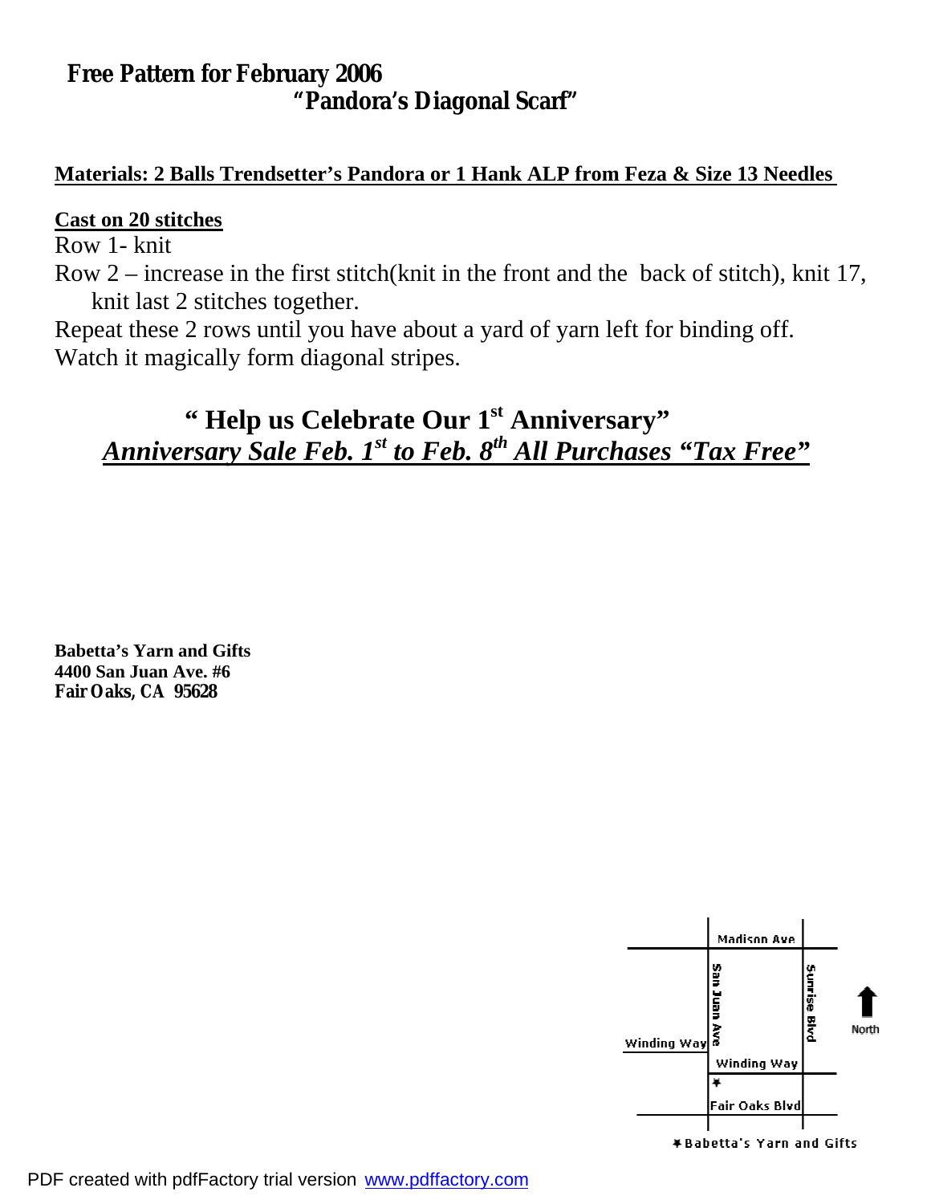# Free Pattern for February 2006

## "Pandora's Diagonal Scarf"

**Materials: 2 Balls Trendsetter's Pandora or 1 Hank ALP from Feza & Size 13 Needles**

**Cast on 20 stitches**

Row 1- knit

Row 2 – increase in the first stitch(knit in the front and the back of stitch), knit 17, knit last 2 stitches together.

Repeat these 2 rows until you have about a yard of yarn left for binding off.

Watch it magically form diagonal stripes.

## " Help us Celebrate Our 1st Anniversary"

***Anniversary Sale Feb. 1st to Feb. 8th All Purchases "Tax Free"***

**Babetta's Yarn and Gifts**
**4400 San Juan Ave. #6**
**Fair Oaks, CA 95628**

Madison Ave
San Juan Ave
Sunrise Blvd
Winding Way
Winding Way
Fair Oaks Blvd
North

* Babetta's Yarn and Gifts